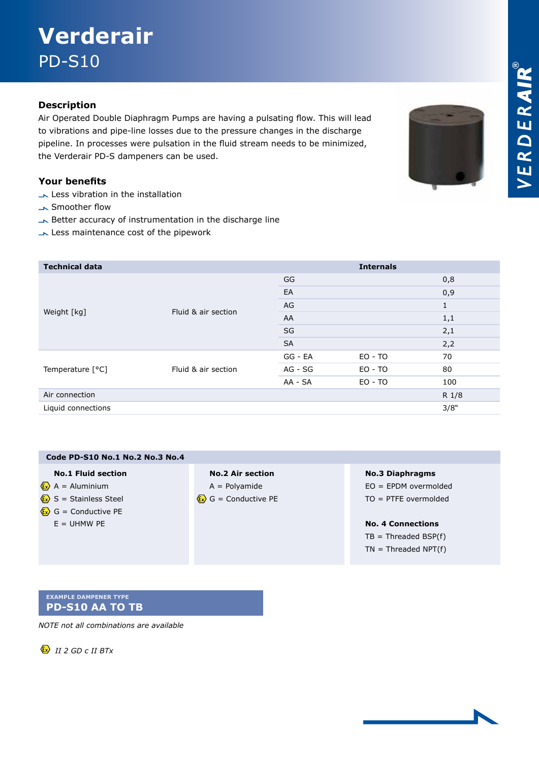# Verderair

## PD-S10

### Description

Air Operated Double Diaphragm Pumps are having a pulsating flow. This will lead to vibrations and pipe-line losses due to the pressure changes in the discharge pipeline. In processes were pulsation in the fluid stream needs to be minimized, the Verderair PD-S dampeners can be used.

### Your benefits

- Less vibration in the installation
- Smoother flow
- Better accuracy of instrumentation in the discharge line
- Less maintenance cost of the pipework

| Technical data | | Internals | | |
|---|---|---|---|---|
| Weight [kg] | Fluid & air section | GG | | 0,8 |
| | | EA | | 0,9 |
| | | AG | | 1 |
| | | AA | | 1,1 |
| | | SG | | 2,1 |
| | | SA | | 2,2 |
| Temperature [°C] | Fluid & air section | GG - EA | EO - TO | 70 |
| | | AG - SG | EO - TO | 80 |
| | | AA - SA | EO - TO | 100 |
| Air connection | | | | R 1/8 |
| Liquid connections | | | | 3/8" |

### Code PD-S10 No.1 No.2 No.3 No.4

**No.1 Fluid section**
- (Ex) A = Aluminium
- (Ex) S = Stainless Steel
- (Ex) G = Conductive PE
- E = UHMW PE

**No.2 Air section**
- A = Polyamide
- (Ex) G = Conductive PE

**No.3 Diaphragms**
- EO = EPDM overmolded
- TO = PTFE overmolded

**No. 4 Connections**
- TB = Threaded BSP(f)
- TN = Threaded NPT(f)

EXAMPLE DAMPENER TYPE
**PD-S10 AA TO TB**

*NOTE not all combinations are available*

(Ex) *II 2 GD c II BTx*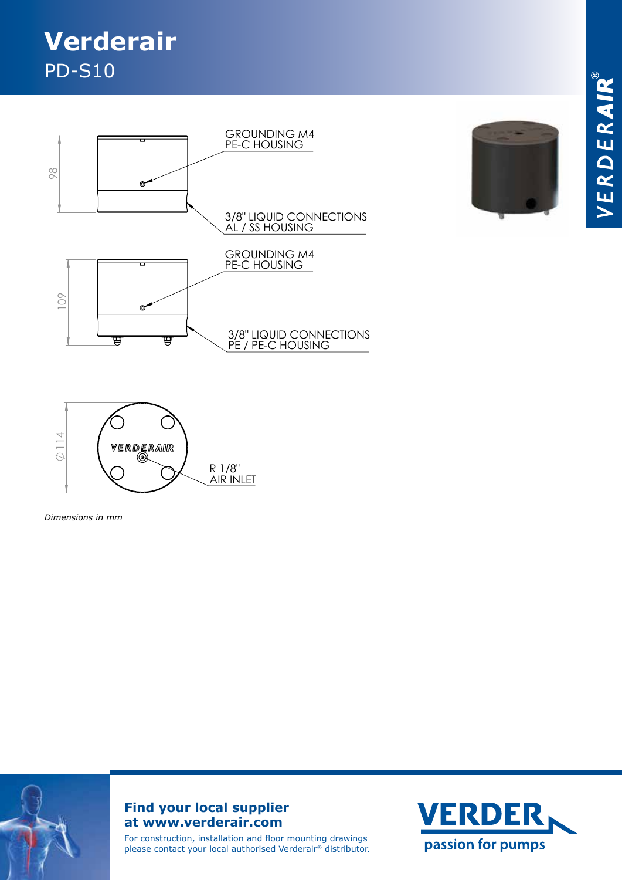# Verderair

## PD-S10

98

GROUNDING M4
PE-C HOUSING

3/8" LIQUID CONNECTIONS
AL / SS HOUSING

109

GROUNDING M4
PE-C HOUSING

3/8" LIQUID CONNECTIONS
PE / PE-C HOUSING

∅114

VERDERAIR

R 1/8"
AIR INLET

*Dimensions in mm*

**Find your local supplier at www.verderair.com**

For construction, installation and floor mounting drawings please contact your local authorised Verderair® distributor.

VERDER
passion for pumps